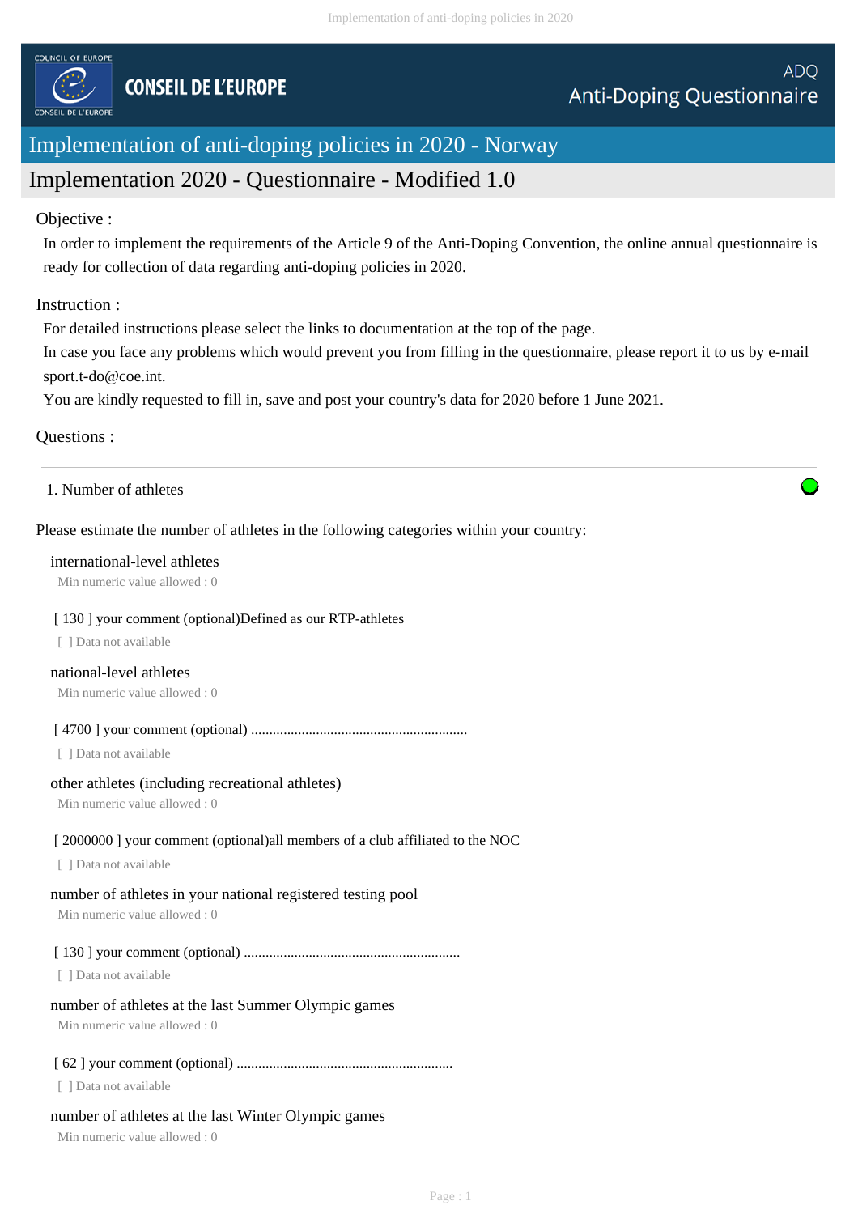COUNCIL OF EUROPE

CONSEIL DE L'EUROPE

ADQ
Anti-Doping Questionnaire

# Implementation of anti-doping policies in 2020 - Norway

## Implementation 2020 - Questionnaire - Modified 1.0

Objective :

In order to implement the requirements of the Article 9 of the Anti-Doping Convention, the online annual questionnaire is ready for collection of data regarding anti-doping policies in 2020.

Instruction :

For detailed instructions please select the links to documentation at the top of the page.
In case you face any problems which would prevent you from filling in the questionnaire, please report it to us by e-mail sport.t-do@coe.int.
You are kindly requested to fill in, save and post your country's data for 2020 before 1 June 2021.

Questions :

---

1. Number of athletes

Please estimate the number of athletes in the following categories within your country:

international-level athletes
Min numeric value allowed : 0

[ 130 ] your comment (optional)Defined as our RTP-athletes
[ ] Data not available

national-level athletes
Min numeric value allowed : 0

[ 4700 ] your comment (optional) ..........................................................
[ ] Data not available

other athletes (including recreational athletes)
Min numeric value allowed : 0

[ 2000000 ] your comment (optional)all members of a club affiliated to the NOC
[ ] Data not available

number of athletes in your national registered testing pool
Min numeric value allowed : 0

[ 130 ] your comment (optional) ..........................................................
[ ] Data not available

number of athletes at the last Summer Olympic games
Min numeric value allowed : 0

[ 62 ] your comment (optional) ..........................................................
[ ] Data not available

number of athletes at the last Winter Olympic games
Min numeric value allowed : 0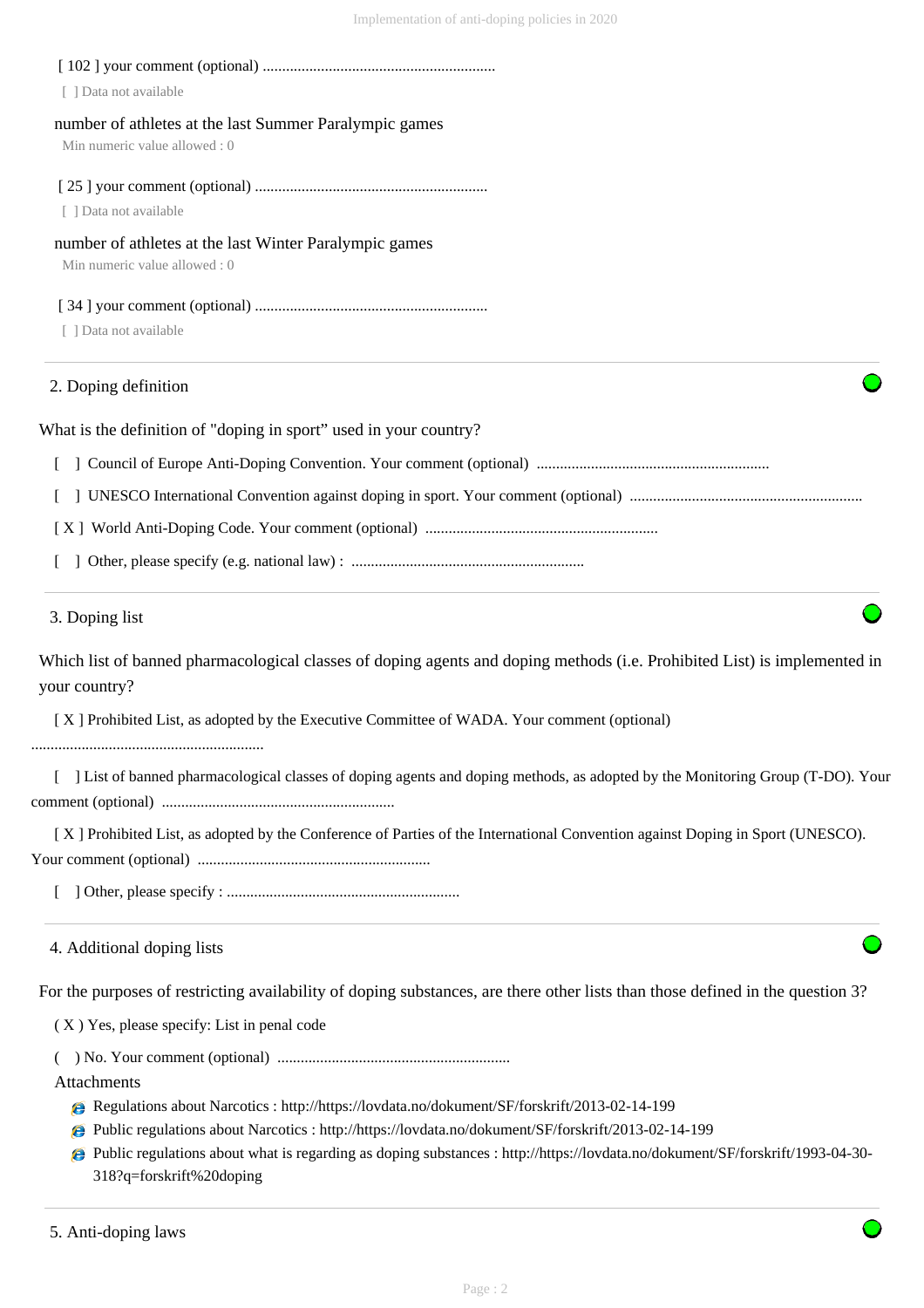[ 102 ] your comment (optional) ............................................................

[ ] Data not available

number of athletes at the last Summer Paralympic games

Min numeric value allowed : 0

[ 25 ] your comment (optional) ............................................................

[ ] Data not available

number of athletes at the last Winter Paralympic games

Min numeric value allowed : 0

[ 34 ] your comment (optional) ............................................................

[ ] Data not available

---

## 2. Doping definition

What is the definition of "doping in sport" used in your country?

[ ] Council of Europe Anti-Doping Convention. Your comment (optional) ............................................................

[ ] UNESCO International Convention against doping in sport. Your comment (optional) ............................................................

[ X ] World Anti-Doping Code. Your comment (optional) ............................................................

[ ] Other, please specify (e.g. national law) : ............................................................

---

## 3. Doping list

Which list of banned pharmacological classes of doping agents and doping methods (i.e. Prohibited List) is implemented in your country?

[ X ] Prohibited List, as adopted by the Executive Committee of WADA. Your comment (optional) ............................................................

[ ] List of banned pharmacological classes of doping agents and doping methods, as adopted by the Monitoring Group (T-DO). Your comment (optional) ............................................................

[ X ] Prohibited List, as adopted by the Conference of Parties of the International Convention against Doping in Sport (UNESCO). Your comment (optional) ............................................................

[ ] Other, please specify : ............................................................

---

## 4. Additional doping lists

For the purposes of restricting availability of doping substances, are there other lists than those defined in the question 3?

( X ) Yes, please specify: List in penal code

( ) No. Your comment (optional) ............................................................

Attachments

- Regulations about Narcotics : http://https://lovdata.no/dokument/SF/forskrift/2013-02-14-199
- Public regulations about Narcotics : http://https://lovdata.no/dokument/SF/forskrift/2013-02-14-199
- Public regulations about what is regarding as doping substances : http://https://lovdata.no/dokument/SF/forskrift/1993-04-30-318?q=forskrift%20doping

---

## 5. Anti-doping laws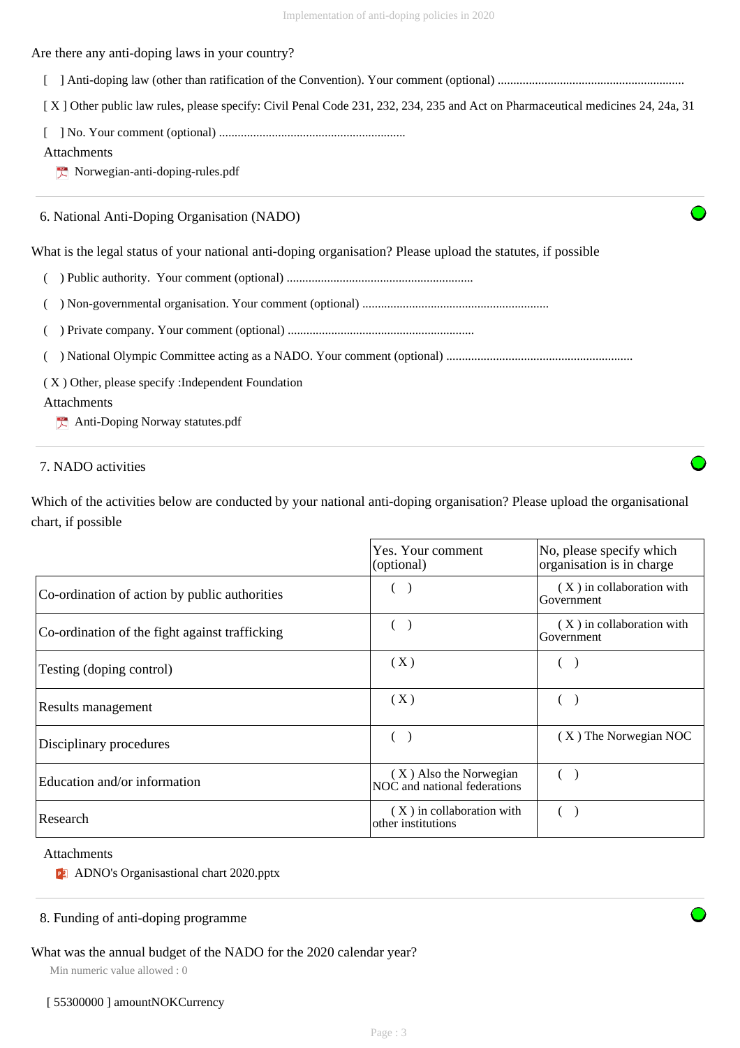Are there any anti-doping laws in your country?

[ ] Anti-doping law (other than ratification of the Convention). Your comment (optional) ...........................................................

[ X ] Other public law rules, please specify: Civil Penal Code 231, 232, 234, 235 and Act on Pharmaceutical medicines 24, 24a, 31

[ ] No. Your comment (optional) ...........................................................

Attachments

- Norwegian-anti-doping-rules.pdf

## 6. National Anti-Doping Organisation (NADO)

What is the legal status of your national anti-doping organisation? Please upload the statutes, if possible

( ) Public authority. Your comment (optional) ...........................................................

( ) Non-governmental organisation. Your comment (optional) ...........................................................

( ) Private company. Your comment (optional) ...........................................................

( ) National Olympic Committee acting as a NADO. Your comment (optional) ...........................................................

( X ) Other, please specify :Independent Foundation

Attachments

- Anti-Doping Norway statutes.pdf

## 7. NADO activities

Which of the activities below are conducted by your national anti-doping organisation? Please upload the organisational chart, if possible

| | Yes. Your comment (optional) | No, please specify which organisation is in charge |
|---|---|---|
| Co-ordination of action by public authorities | ( ) | ( X ) in collaboration with Government |
| Co-ordination of the fight against trafficking | ( ) | ( X ) in collaboration with Government |
| Testing (doping control) | ( X ) | ( ) |
| Results management | ( X ) | ( ) |
| Disciplinary procedures | ( ) | ( X ) The Norwegian NOC |
| Education and/or information | ( X ) Also the Norwegian NOC and national federations | ( ) |
| Research | ( X ) in collaboration with other institutions | ( ) |

Attachments

- ADNO's Organisastional chart 2020.pptx

## 8. Funding of anti-doping programme

What was the annual budget of the NADO for the 2020 calendar year?

Min numeric value allowed : 0

[ 55300000 ] amountNOKCurrency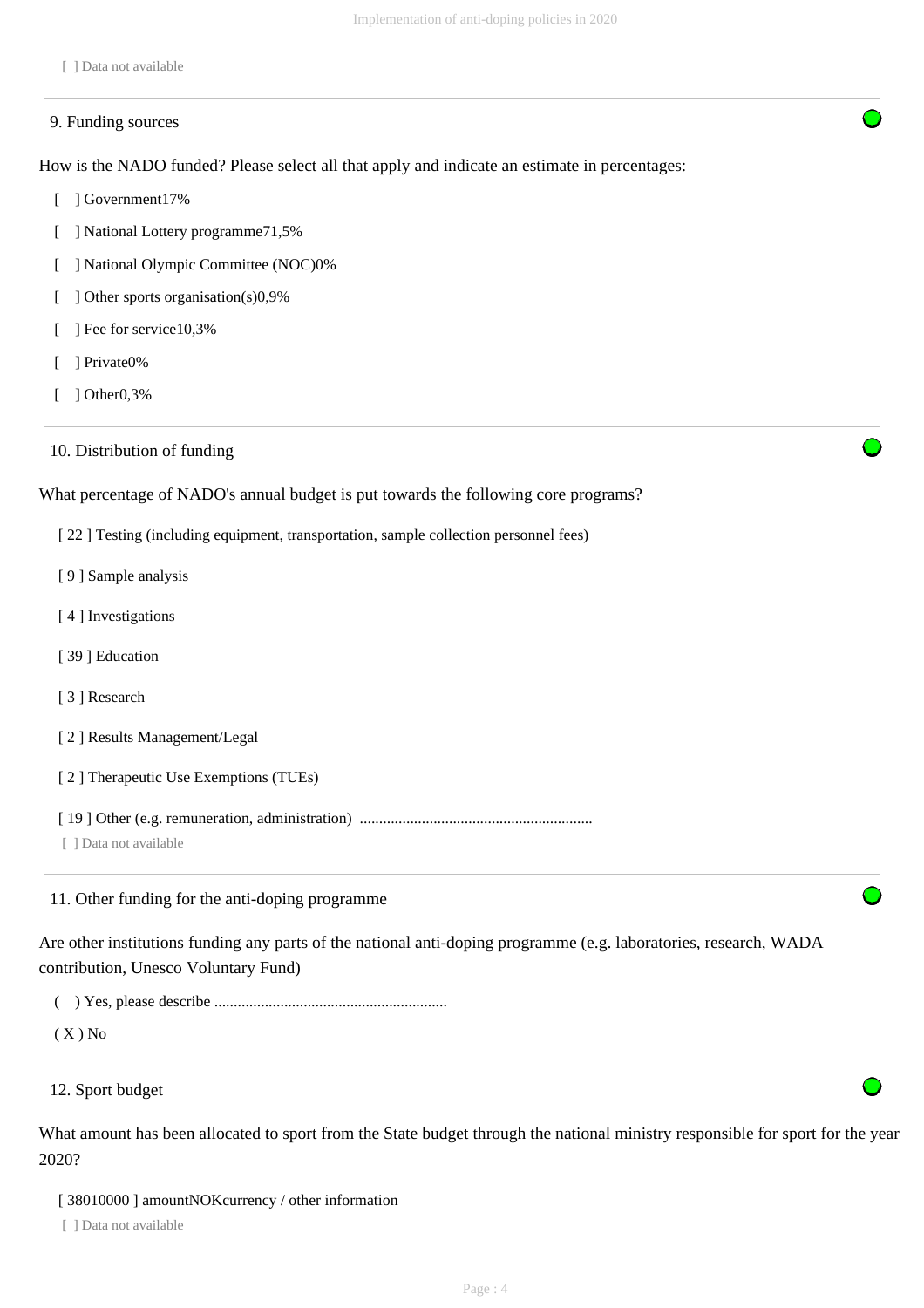[ ] Data not available

## 9. Funding sources

How is the NADO funded? Please select all that apply and indicate an estimate in percentages:

[ ] Government17%

[ ] National Lottery programme71,5%

[ ] National Olympic Committee (NOC)0%

[ ] Other sports organisation(s)0,9%

[ ] Fee for service10,3%

[ ] Private0%

[ ] Other0,3%

## 10. Distribution of funding

What percentage of NADO's annual budget is put towards the following core programs?

[ 22 ] Testing (including equipment, transportation, sample collection personnel fees)

[ 9 ] Sample analysis

[ 4 ] Investigations

[ 39 ] Education

[ 3 ] Research

[ 2 ] Results Management/Legal

[ 2 ] Therapeutic Use Exemptions (TUEs)

[ 19 ] Other (e.g. remuneration, administration) ............................................................

[ ] Data not available

## 11. Other funding for the anti-doping programme

Are other institutions funding any parts of the national anti-doping programme (e.g. laboratories, research, WADA contribution, Unesco Voluntary Fund)

( ) Yes, please describe ............................................................

( X ) No

## 12. Sport budget

What amount has been allocated to sport from the State budget through the national ministry responsible for sport for the year 2020?

[ 38010000 ] amountNOKcurrency / other information

[ ] Data not available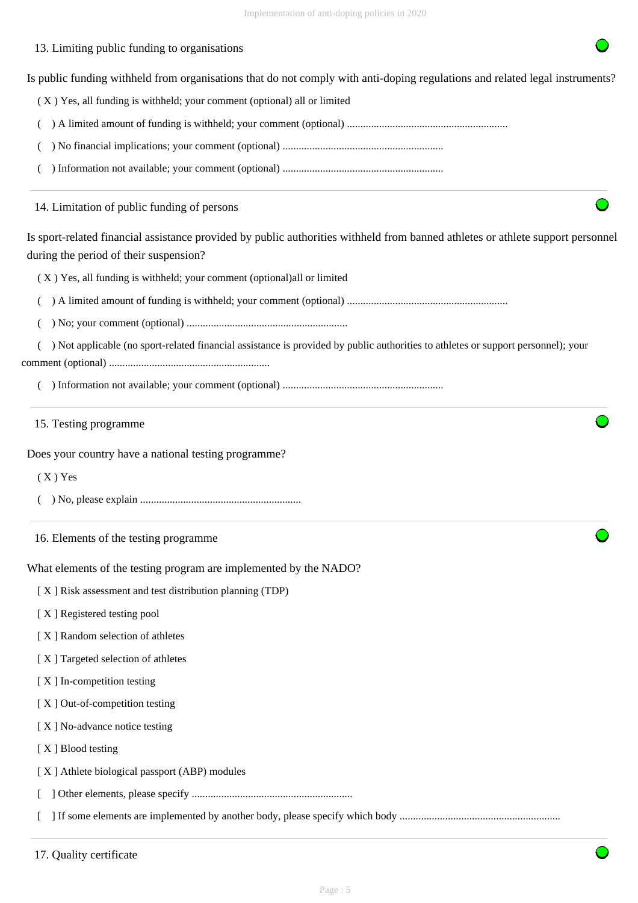## 13. Limiting public funding to organisations

Is public funding withheld from organisations that do not comply with anti-doping regulations and related legal instruments?

( X ) Yes, all funding is withheld; your comment (optional) all or limited

(   ) A limited amount of funding is withheld; your comment (optional) ............................................................

(   ) No financial implications; your comment (optional) ............................................................

(   ) Information not available; your comment (optional) ............................................................

## 14. Limitation of public funding of persons

Is sport-related financial assistance provided by public authorities withheld from banned athletes or athlete support personnel during the period of their suspension?

( X ) Yes, all funding is withheld; your comment (optional)all or limited

(   ) A limited amount of funding is withheld; your comment (optional) ............................................................

(   ) No; your comment (optional) ............................................................

(   ) Not applicable (no sport-related financial assistance is provided by public authorities to athletes or support personnel); your comment (optional) ............................................................

(   ) Information not available; your comment (optional) ............................................................

## 15. Testing programme

Does your country have a national testing programme?

( X ) Yes

(   ) No, please explain ............................................................

## 16. Elements of the testing programme

What elements of the testing program are implemented by the NADO?

[ X ] Risk assessment and test distribution planning (TDP)

[ X ] Registered testing pool

[ X ] Random selection of athletes

[ X ] Targeted selection of athletes

[ X ] In-competition testing

[ X ] Out-of-competition testing

[ X ] No-advance notice testing

[ X ] Blood testing

[ X ] Athlete biological passport (ABP) modules

[   ] Other elements, please specify ............................................................

[   ] If some elements are implemented by another body, please specify which body ............................................................

## 17. Quality certificate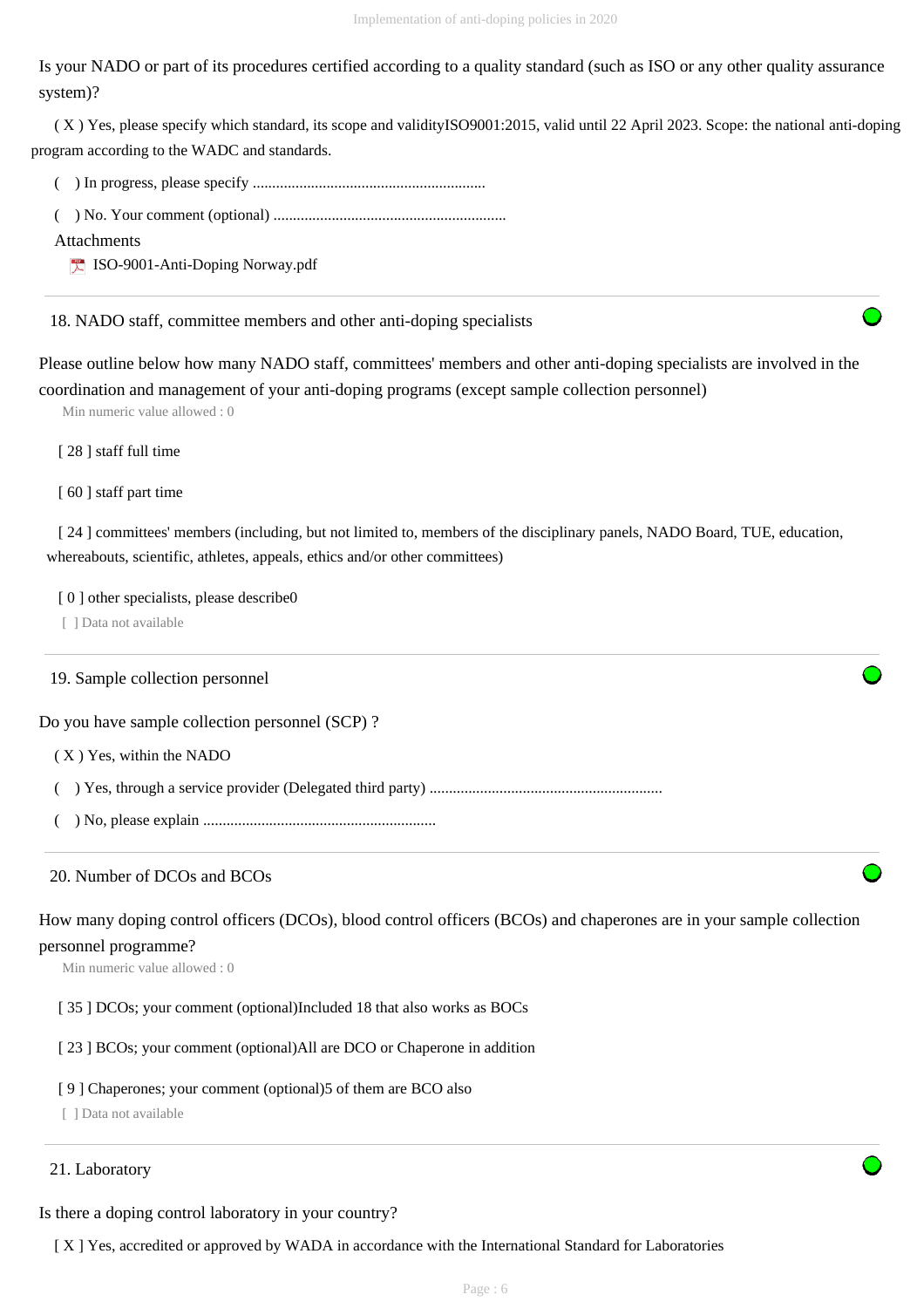Is your NADO or part of its procedures certified according to a quality standard (such as ISO or any other quality assurance system)?

( X ) Yes, please specify which standard, its scope and validityISO9001:2015, valid until 22 April 2023. Scope: the national anti-doping program according to the WADC and standards.

(   ) In progress, please specify ............................................................

(   ) No. Your comment (optional) ............................................................

Attachments

- ISO-9001-Anti-Doping Norway.pdf

---

18. NADO staff, committee members and other anti-doping specialists

Please outline below how many NADO staff, committees' members and other anti-doping specialists are involved in the coordination and management of your anti-doping programs (except sample collection personnel)

Min numeric value allowed : 0

[ 28 ] staff full time

[ 60 ] staff part time

[ 24 ] committees' members (including, but not limited to, members of the disciplinary panels, NADO Board, TUE, education, whereabouts, scientific, athletes, appeals, ethics and/or other committees)

[ 0 ] other specialists, please describe0

[ ] Data not available

---

19. Sample collection personnel

Do you have sample collection personnel (SCP) ?

( X ) Yes, within the NADO

(   ) Yes, through a service provider (Delegated third party) ............................................................

(   ) No, please explain ............................................................

---

20. Number of DCOs and BCOs

How many doping control officers (DCOs), blood control officers (BCOs) and chaperones are in your sample collection personnel programme?

Min numeric value allowed : 0

[ 35 ] DCOs; your comment (optional)Included 18 that also works as BOCs

[ 23 ] BCOs; your comment (optional)All are DCO or Chaperone in addition

[ 9 ] Chaperones; your comment (optional)5 of them are BCO also

[ ] Data not available

---

21. Laboratory

Is there a doping control laboratory in your country?

[ X ] Yes, accredited or approved by WADA in accordance with the International Standard for Laboratories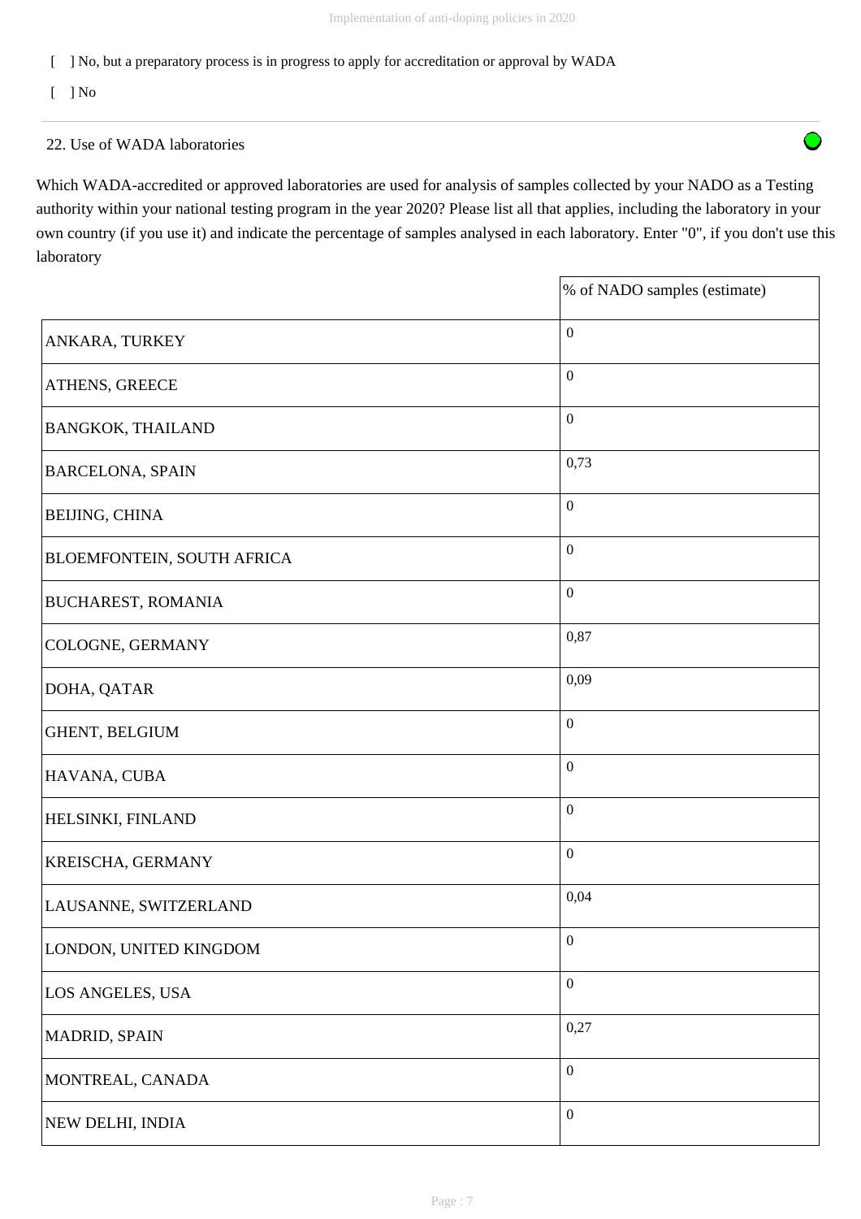[ ] No, but a preparatory process is in progress to apply for accreditation or approval by WADA

[ ] No

22. Use of WADA laboratories

Which WADA-accredited or approved laboratories are used for analysis of samples collected by your NADO as a Testing authority within your national testing program in the year 2020? Please list all that applies, including the laboratory in your own country (if you use it) and indicate the percentage of samples analysed in each laboratory. Enter "0", if you don't use this laboratory

| | % of NADO samples (estimate) |
|---|---|
| ANKARA, TURKEY | 0 |
| ATHENS, GREECE | 0 |
| BANGKOK, THAILAND | 0 |
| BARCELONA, SPAIN | 0,73 |
| BEIJING, CHINA | 0 |
| BLOEMFONTEIN, SOUTH AFRICA | 0 |
| BUCHAREST, ROMANIA | 0 |
| COLOGNE, GERMANY | 0,87 |
| DOHA, QATAR | 0,09 |
| GHENT, BELGIUM | 0 |
| HAVANA, CUBA | 0 |
| HELSINKI, FINLAND | 0 |
| KREISCHA, GERMANY | 0 |
| LAUSANNE, SWITZERLAND | 0,04 |
| LONDON, UNITED KINGDOM | 0 |
| LOS ANGELES, USA | 0 |
| MADRID, SPAIN | 0,27 |
| MONTREAL, CANADA | 0 |
| NEW DELHI, INDIA | 0 |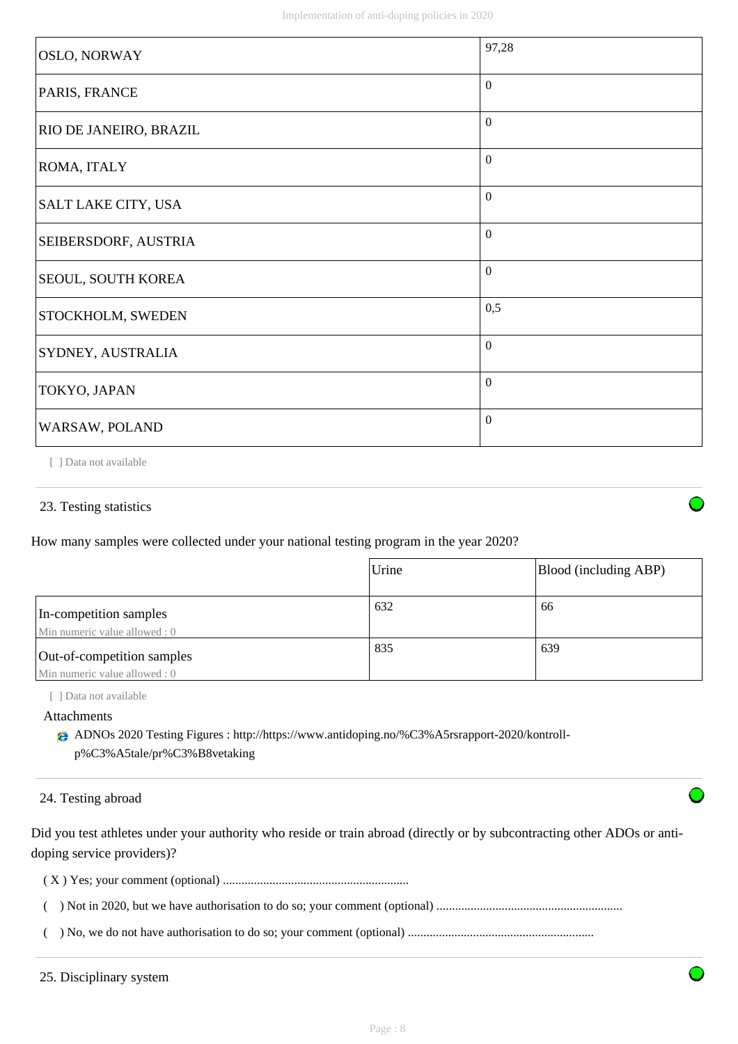| | |
|---|---|
| OSLO, NORWAY | 97,28 |
| PARIS, FRANCE | 0 |
| RIO DE JANEIRO, BRAZIL | 0 |
| ROMA, ITALY | 0 |
| SALT LAKE CITY, USA | 0 |
| SEIBERSDORF, AUSTRIA | 0 |
| SEOUL, SOUTH KOREA | 0 |
| STOCKHOLM, SWEDEN | 0,5 |
| SYDNEY, AUSTRALIA | 0 |
| TOKYO, JAPAN | 0 |
| WARSAW, POLAND | 0 |

[ ] Data not available

## 23. Testing statistics

How many samples were collected under your national testing program in the year 2020?

| | Urine | Blood (including ABP) |
|---|---|---|
| In-competition samples<br>Min numeric value allowed : 0 | 632 | 66 |
| Out-of-competition samples<br>Min numeric value allowed : 0 | 835 | 639 |

[ ] Data not available

Attachments

- ADNOs 2020 Testing Figures : http://https://www.antidoping.no/%C3%A5rsrapport-2020/kontroll-p%C3%A5tale/pr%C3%B8vetaking

## 24. Testing abroad

Did you test athletes under your authority who reside or train abroad (directly or by subcontracting other ADOs or anti-doping service providers)?

( X ) Yes; your comment (optional) ............................................................

(   ) Not in 2020, but we have authorisation to do so; your comment (optional) ............................................................

(   ) No, we do not have authorisation to do so; your comment (optional) ............................................................

## 25. Disciplinary system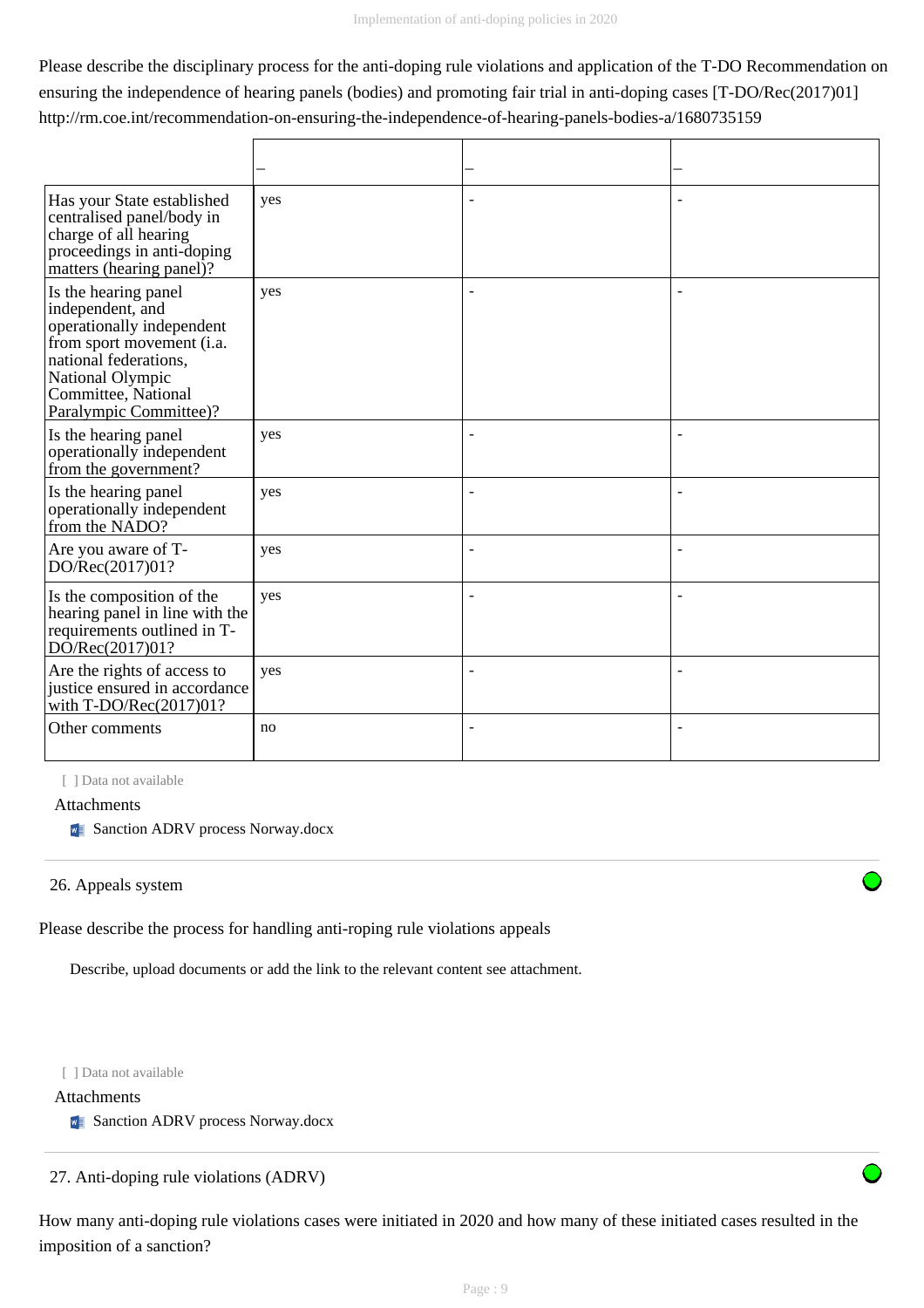Please describe the disciplinary process for the anti-doping rule violations and application of the T-DO Recommendation on ensuring the independence of hearing panels (bodies) and promoting fair trial in anti-doping cases [T-DO/Rec(2017)01] http://rm.coe.int/recommendation-on-ensuring-the-independence-of-hearing-panels-bodies-a/1680735159

| | – | – | – |
|---|---|---|---|
| Has your State established centralised panel/body in charge of all hearing proceedings in anti-doping matters (hearing panel)? | yes | - | - |
| Is the hearing panel independent, and operationally independent from sport movement (i.a. national federations, National Olympic Committee, National Paralympic Committee)? | yes | - | - |
| Is the hearing panel operationally independent from the government? | yes | - | - |
| Is the hearing panel operationally independent from the NADO? | yes | - | - |
| Are you aware of T-DO/Rec(2017)01? | yes | - | - |
| Is the composition of the hearing panel in line with the requirements outlined in T-DO/Rec(2017)01? | yes | - | - |
| Are the rights of access to justice ensured in accordance with T-DO/Rec(2017)01? | yes | - | - |
| Other comments | no | - | - |

[ ] Data not available

Attachments

- Sanction ADRV process Norway.docx

## 26. Appeals system

Please describe the process for handling anti-roping rule violations appeals

Describe, upload documents or add the link to the relevant content see attachment.

[ ] Data not available

Attachments

- Sanction ADRV process Norway.docx

## 27. Anti-doping rule violations (ADRV)

How many anti-doping rule violations cases were initiated in 2020 and how many of these initiated cases resulted in the imposition of a sanction?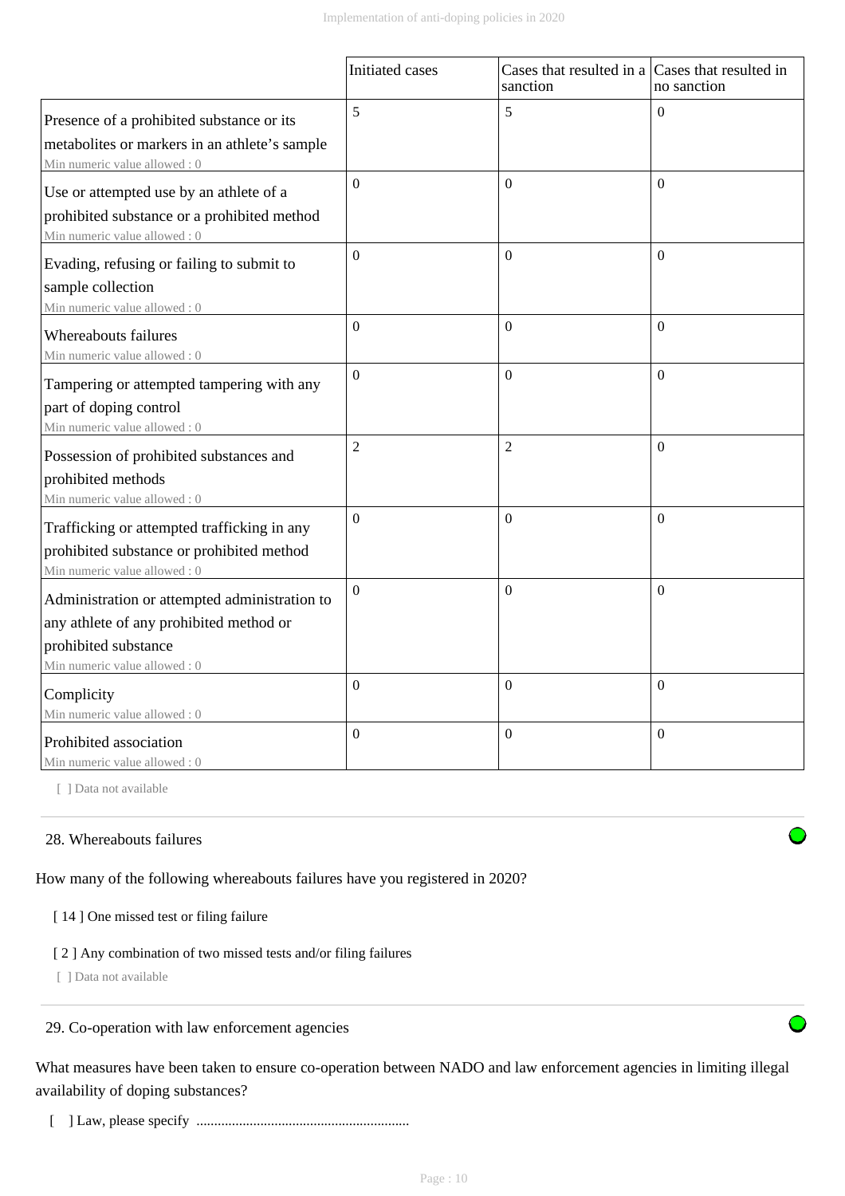| | Initiated cases | Cases that resulted in a sanction | Cases that resulted in no sanction |
|---|---|---|---|
| Presence of a prohibited substance or its metabolites or markers in an athlete's sample<br>Min numeric value allowed : 0 | 5 | 5 | 0 |
| Use or attempted use by an athlete of a prohibited substance or a prohibited method<br>Min numeric value allowed : 0 | 0 | 0 | 0 |
| Evading, refusing or failing to submit to sample collection<br>Min numeric value allowed : 0 | 0 | 0 | 0 |
| Whereabouts failures<br>Min numeric value allowed : 0 | 0 | 0 | 0 |
| Tampering or attempted tampering with any part of doping control<br>Min numeric value allowed : 0 | 0 | 0 | 0 |
| Possession of prohibited substances and prohibited methods<br>Min numeric value allowed : 0 | 2 | 2 | 0 |
| Trafficking or attempted trafficking in any prohibited substance or prohibited method<br>Min numeric value allowed : 0 | 0 | 0 | 0 |
| Administration or attempted administration to any athlete of any prohibited method or prohibited substance<br>Min numeric value allowed : 0 | 0 | 0 | 0 |
| Complicity<br>Min numeric value allowed : 0 | 0 | 0 | 0 |
| Prohibited association<br>Min numeric value allowed : 0 | 0 | 0 | 0 |

[ ] Data not available

28. Whereabouts failures

How many of the following whereabouts failures have you registered in 2020?

[ 14 ] One missed test or filing failure

[ 2 ] Any combination of two missed tests and/or filing failures

[ ] Data not available

29. Co-operation with law enforcement agencies

What measures have been taken to ensure co-operation between NADO and law enforcement agencies in limiting illegal availability of doping substances?

[ ] Law, please specify ............................................................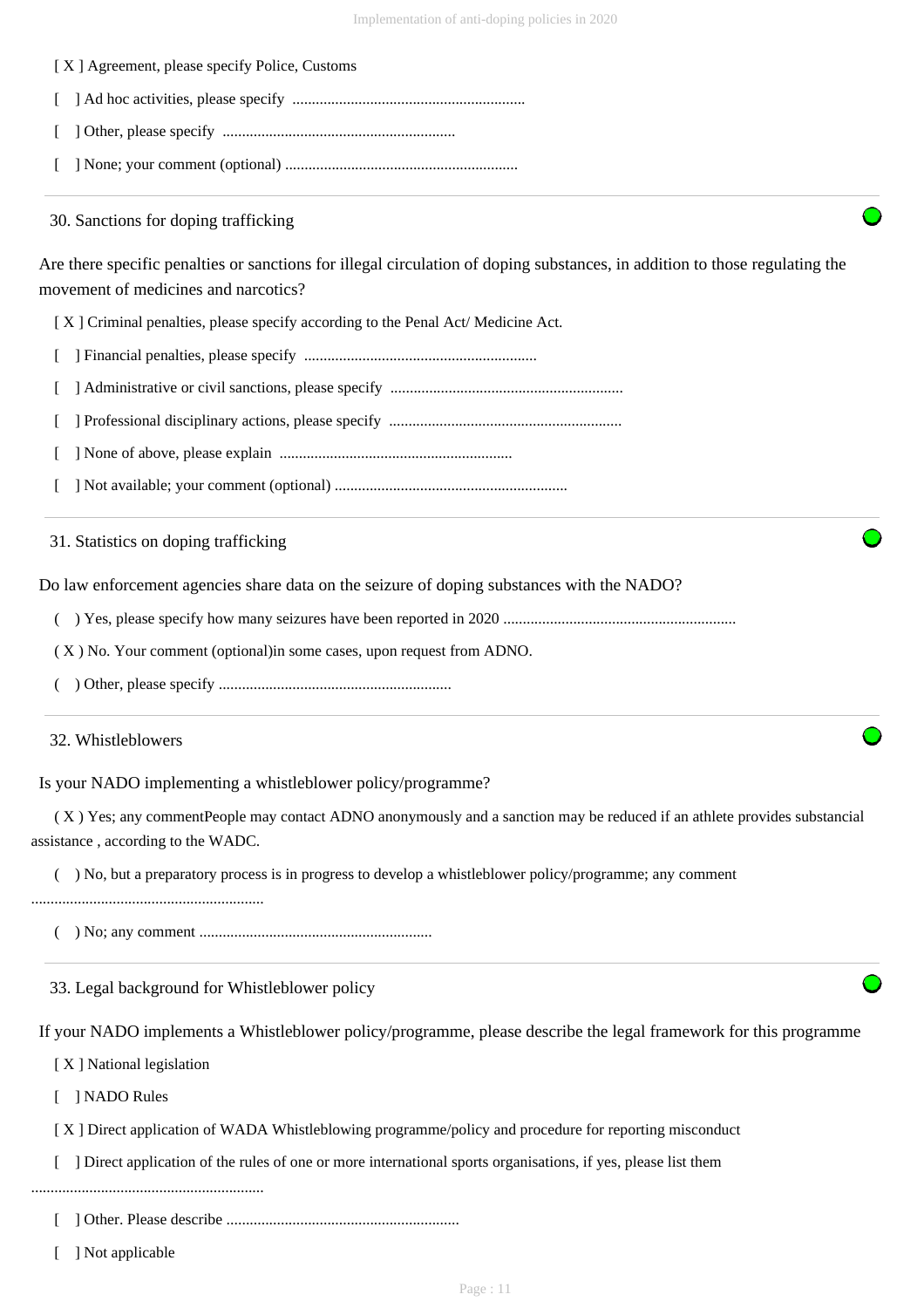[ X ] Agreement, please specify Police, Customs

[ ] Ad hoc activities, please specify ............................................................

[ ] Other, please specify ............................................................

[ ] None; your comment (optional) ............................................................

### 30. Sanctions for doping trafficking

Are there specific penalties or sanctions for illegal circulation of doping substances, in addition to those regulating the movement of medicines and narcotics?

[ X ] Criminal penalties, please specify according to the Penal Act/ Medicine Act.

[ ] Financial penalties, please specify ............................................................

[ ] Administrative or civil sanctions, please specify ............................................................

[ ] Professional disciplinary actions, please specify ............................................................

[ ] None of above, please explain ............................................................

[ ] Not available; your comment (optional) ............................................................

### 31. Statistics on doping trafficking

Do law enforcement agencies share data on the seizure of doping substances with the NADO?

( ) Yes, please specify how many seizures have been reported in 2020 ............................................................

( X ) No. Your comment (optional)in some cases, upon request from ADNO.

( ) Other, please specify ............................................................

### 32. Whistleblowers

Is your NADO implementing a whistleblower policy/programme?

( X ) Yes; any commentPeople may contact ADNO anonymously and a sanction may be reduced if an athlete provides substancial assistance , according to the WADC.

( ) No, but a preparatory process is in progress to develop a whistleblower policy/programme; any comment ............................................................

( ) No; any comment ............................................................

### 33. Legal background for Whistleblower policy

If your NADO implements a Whistleblower policy/programme, please describe the legal framework for this programme

[ X ] National legislation

[ ] NADO Rules

[ X ] Direct application of WADA Whistleblowing programme/policy and procedure for reporting misconduct

[ ] Direct application of the rules of one or more international sports organisations, if yes, please list them ............................................................

[ ] Other. Please describe ............................................................

[ ] Not applicable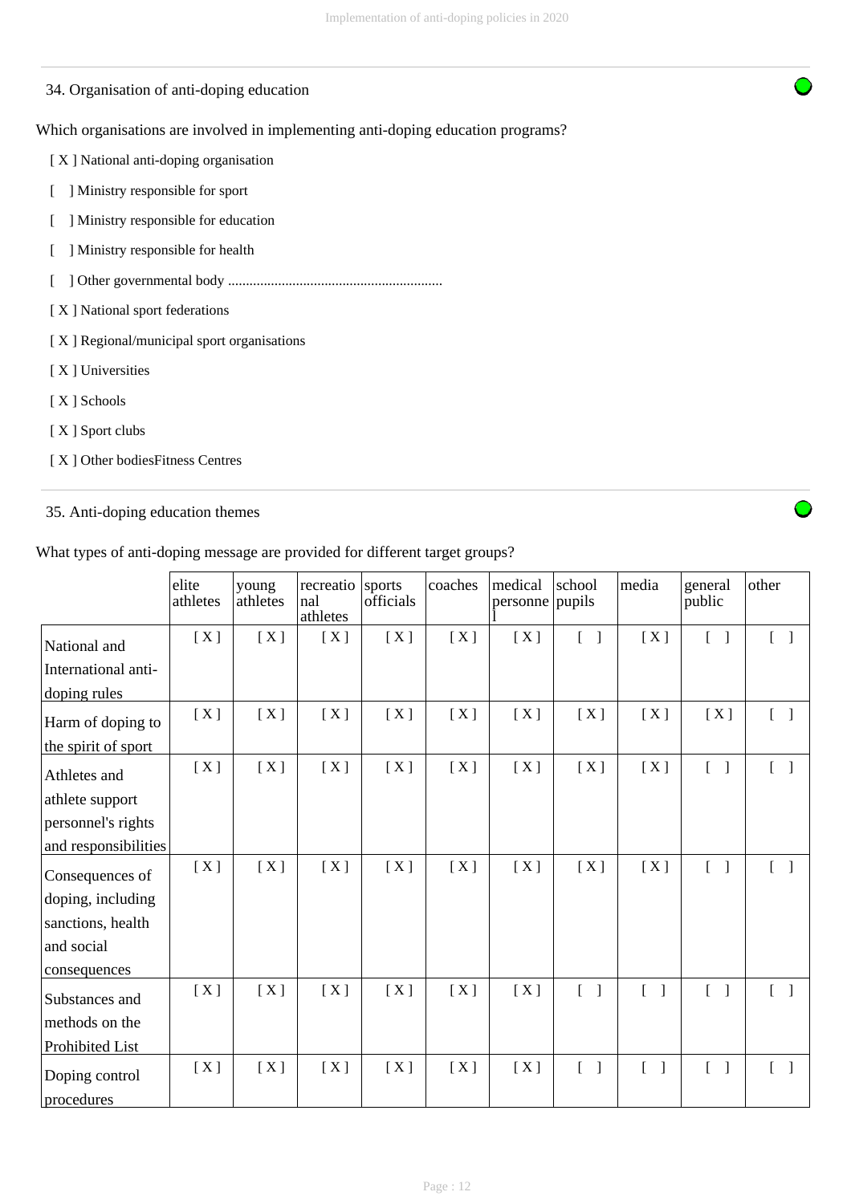## 34. Organisation of anti-doping education

Which organisations are involved in implementing anti-doping education programs?

- [ X ] National anti-doping organisation
- [ ] Ministry responsible for sport
- [ ] Ministry responsible for education
- [ ] Ministry responsible for health
- [ ] Other governmental body ............................................................
- [ X ] National sport federations
- [ X ] Regional/municipal sport organisations
- [ X ] Universities
- [ X ] Schools
- [ X ] Sport clubs
- [ X ] Other bodiesFitness Centres

## 35. Anti-doping education themes

What types of anti-doping message are provided for different target groups?

| | elite athletes | young athletes | recreational athletes | sports officials | coaches | medical personnel | school pupils | media | general public | other |
|---|---|---|---|---|---|---|---|---|---|---|
| National and International anti-doping rules | [ X ] | [ X ] | [ X ] | [ X ] | [ X ] | [ X ] | [ ] | [ X ] | [ ] | [ ] |
| Harm of doping to the spirit of sport | [ X ] | [ X ] | [ X ] | [ X ] | [ X ] | [ X ] | [ X ] | [ X ] | [ X ] | [ ] |
| Athletes and athlete support personnel's rights and responsibilities | [ X ] | [ X ] | [ X ] | [ X ] | [ X ] | [ X ] | [ X ] | [ X ] | [ ] | [ ] |
| Consequences of doping, including sanctions, health and social consequences | [ X ] | [ X ] | [ X ] | [ X ] | [ X ] | [ X ] | [ X ] | [ X ] | [ ] | [ ] |
| Substances and methods on the Prohibited List | [ X ] | [ X ] | [ X ] | [ X ] | [ X ] | [ X ] | [ ] | [ ] | [ ] | [ ] |
| Doping control procedures | [ X ] | [ X ] | [ X ] | [ X ] | [ X ] | [ X ] | [ ] | [ ] | [ ] | [ ] |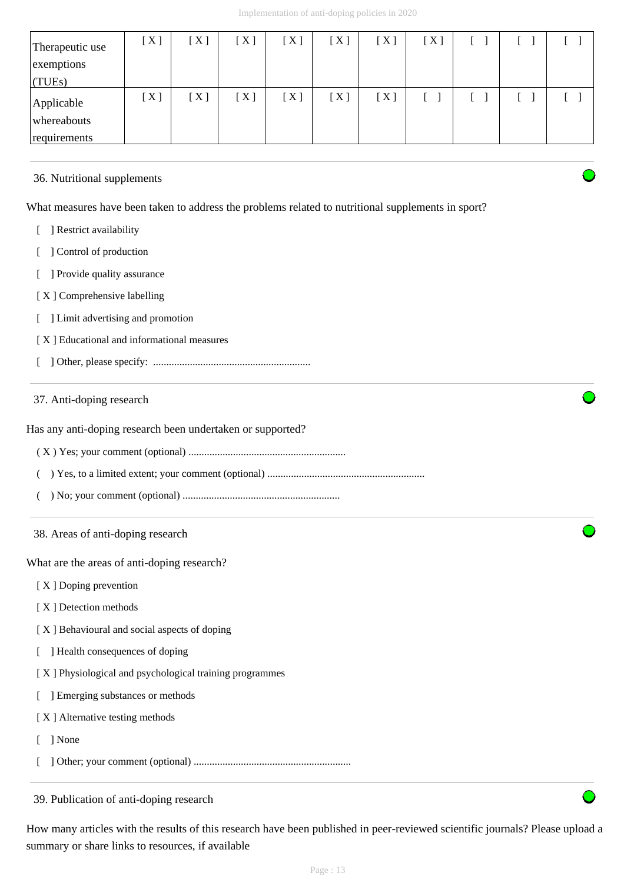| | | | | | | | | | | |
|---|---|---|---|---|---|---|---|---|---|---|
| Therapeutic use exemptions (TUEs) | [ X ] | [ X ] | [ X ] | [ X ] | [ X ] | [ X ] | [ X ] | [ ] | [ ] | [ ] |
| Applicable whereabouts requirements | [ X ] | [ X ] | [ X ] | [ X ] | [ X ] | [ X ] | [ ] | [ ] | [ ] | [ ] |

### 36. Nutritional supplements

What measures have been taken to address the problems related to nutritional supplements in sport?

[ ] Restrict availability

[ ] Control of production

[ ] Provide quality assurance

[ X ] Comprehensive labelling

[ ] Limit advertising and promotion

[ X ] Educational and informational measures

[ ] Other, please specify: ............................................................

### 37. Anti-doping research

Has any anti-doping research been undertaken or supported?

( X ) Yes; your comment (optional) ............................................................

( ) Yes, to a limited extent; your comment (optional) ............................................................

( ) No; your comment (optional) ............................................................

### 38. Areas of anti-doping research

What are the areas of anti-doping research?

[ X ] Doping prevention

[ X ] Detection methods

[ X ] Behavioural and social aspects of doping

[ ] Health consequences of doping

[ X ] Physiological and psychological training programmes

[ ] Emerging substances or methods

[ X ] Alternative testing methods

[ ] None

[ ] Other; your comment (optional) ............................................................

### 39. Publication of anti-doping research

How many articles with the results of this research have been published in peer-reviewed scientific journals? Please upload a summary or share links to resources, if available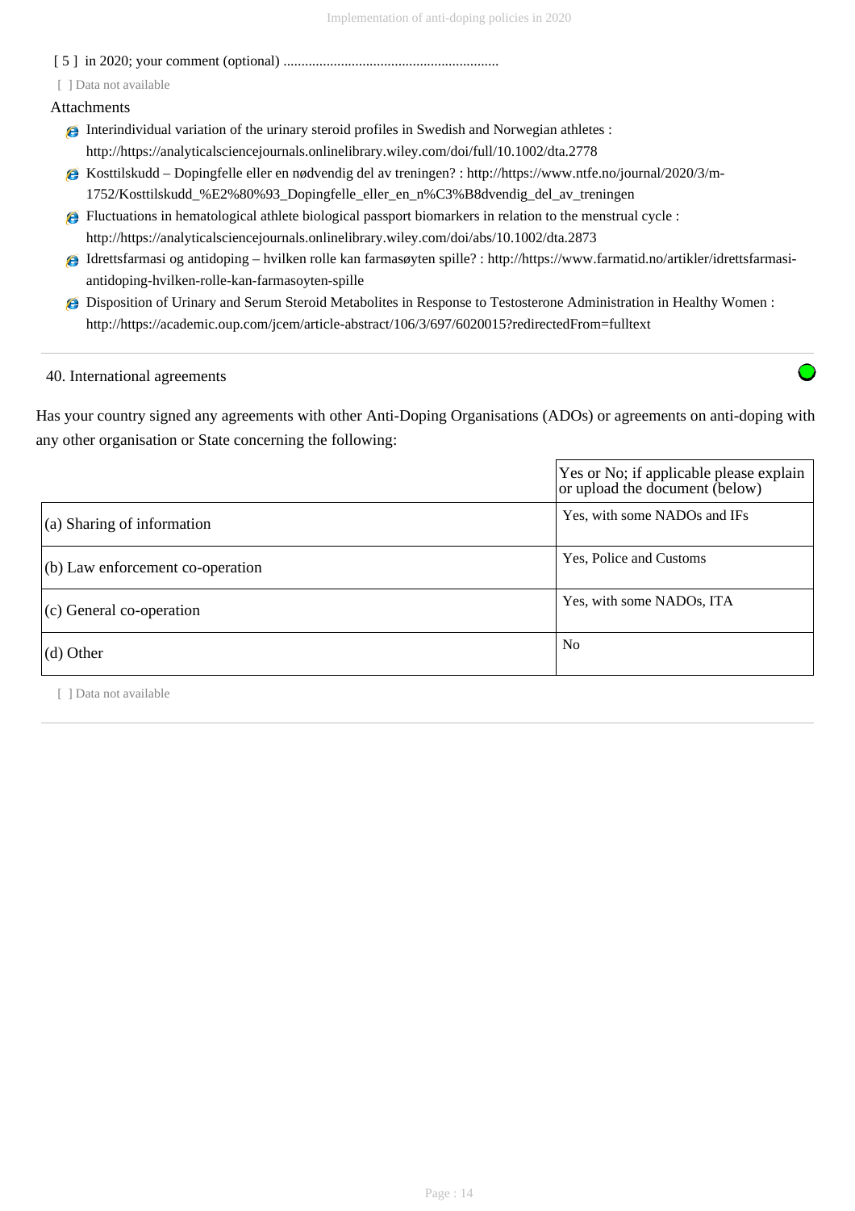[ 5 ] in 2020; your comment (optional) ...........................................................

[ ] Data not available

Attachments

- Interindividual variation of the urinary steroid profiles in Swedish and Norwegian athletes : http://https://analyticalsciencejournals.onlinelibrary.wiley.com/doi/full/10.1002/dta.2778
- Kosttilskudd – Dopingfelle eller en nødvendig del av treningen? : http://https://www.ntfe.no/journal/2020/3/m-1752/Kosttilskudd_%E2%80%93_Dopingfelle_eller_en_n%C3%B8dvendig_del_av_treningen
- Fluctuations in hematological athlete biological passport biomarkers in relation to the menstrual cycle : http://https://analyticalsciencejournals.onlinelibrary.wiley.com/doi/abs/10.1002/dta.2873
- Idrettsfarmasi og antidoping – hvilken rolle kan farmasøyten spille? : http://https://www.farmatid.no/artikler/idrettsfarmasi-antidoping-hvilken-rolle-kan-farmasoyten-spille
- Disposition of Urinary and Serum Steroid Metabolites in Response to Testosterone Administration in Healthy Women : http://https://academic.oup.com/jcem/article-abstract/106/3/697/6020015?redirectedFrom=fulltext

40. International agreements

Has your country signed any agreements with other Anti-Doping Organisations (ADOs) or agreements on anti-doping with any other organisation or State concerning the following:

| | Yes or No; if applicable please explain or upload the document (below) |
|---|---|
| (a) Sharing of information | Yes, with some NADOs and IFs |
| (b) Law enforcement co-operation | Yes, Police and Customs |
| (c) General co-operation | Yes, with some NADOs, ITA |
| (d) Other | No |

[ ] Data not available